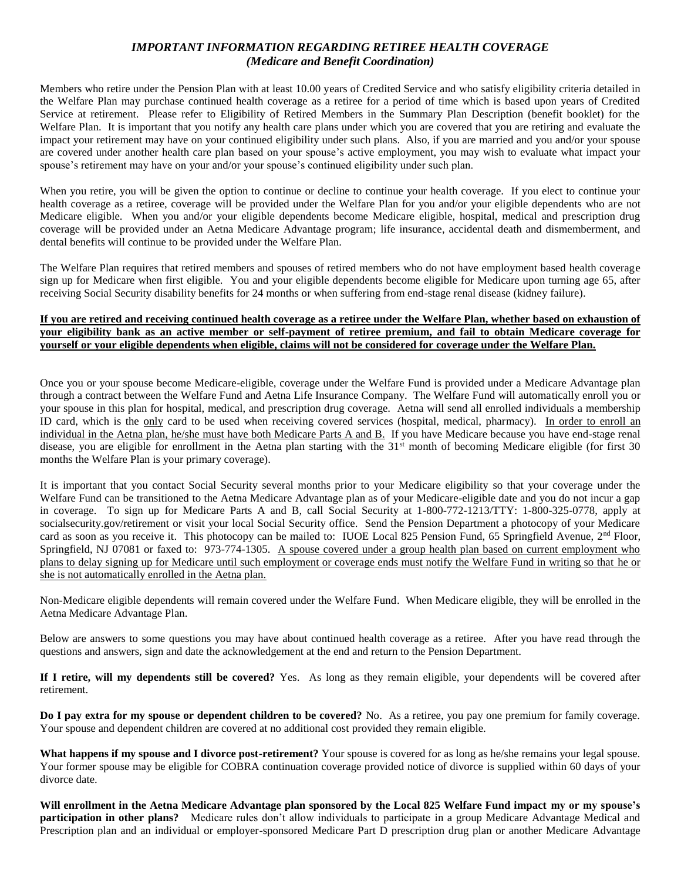## *IMPORTANT INFORMATION REGARDING RETIREE HEALTH COVERAGE*
### *(Medicare and Benefit Coordination)*

Members who retire under the Pension Plan with at least 10.00 years of Credited Service and who satisfy eligibility criteria detailed in the Welfare Plan may purchase continued health coverage as a retiree for a period of time which is based upon years of Credited Service at retirement. Please refer to Eligibility of Retired Members in the Summary Plan Description (benefit booklet) for the Welfare Plan. It is important that you notify any health care plans under which you are covered that you are retiring and evaluate the impact your retirement may have on your continued eligibility under such plans. Also, if you are married and you and/or your spouse are covered under another health care plan based on your spouse's active employment, you may wish to evaluate what impact your spouse's retirement may have on your and/or your spouse's continued eligibility under such plan.

When you retire, you will be given the option to continue or decline to continue your health coverage. If you elect to continue your health coverage as a retiree, coverage will be provided under the Welfare Plan for you and/or your eligible dependents who are not Medicare eligible. When you and/or your eligible dependents become Medicare eligible, hospital, medical and prescription drug coverage will be provided under an Aetna Medicare Advantage program; life insurance, accidental death and dismemberment, and dental benefits will continue to be provided under the Welfare Plan.

The Welfare Plan requires that retired members and spouses of retired members who do not have employment based health coverage sign up for Medicare when first eligible. You and your eligible dependents become eligible for Medicare upon turning age 65, after receiving Social Security disability benefits for 24 months or when suffering from end-stage renal disease (kidney failure).

**If you are retired and receiving continued health coverage as a retiree under the Welfare Plan, whether based on exhaustion of your eligibility bank as an active member or self-payment of retiree premium, and fail to obtain Medicare coverage for yourself or your eligible dependents when eligible, claims will not be considered for coverage under the Welfare Plan.**

Once you or your spouse become Medicare-eligible, coverage under the Welfare Fund is provided under a Medicare Advantage plan through a contract between the Welfare Fund and Aetna Life Insurance Company. The Welfare Fund will automatically enroll you or your spouse in this plan for hospital, medical, and prescription drug coverage. Aetna will send all enrolled individuals a membership ID card, which is the only card to be used when receiving covered services (hospital, medical, pharmacy). In order to enroll an individual in the Aetna plan, he/she must have both Medicare Parts A and B. If you have Medicare because you have end-stage renal disease, you are eligible for enrollment in the Aetna plan starting with the 31st month of becoming Medicare eligible (for first 30 months the Welfare Plan is your primary coverage).

It is important that you contact Social Security several months prior to your Medicare eligibility so that your coverage under the Welfare Fund can be transitioned to the Aetna Medicare Advantage plan as of your Medicare-eligible date and you do not incur a gap in coverage. To sign up for Medicare Parts A and B, call Social Security at 1-800-772-1213/TTY: 1-800-325-0778, apply at socialsecurity.gov/retirement or visit your local Social Security office. Send the Pension Department a photocopy of your Medicare card as soon as you receive it. This photocopy can be mailed to: IUOE Local 825 Pension Fund, 65 Springfield Avenue, 2nd Floor, Springfield, NJ 07081 or faxed to: 973-774-1305. A spouse covered under a group health plan based on current employment who plans to delay signing up for Medicare until such employment or coverage ends must notify the Welfare Fund in writing so that he or she is not automatically enrolled in the Aetna plan.

Non-Medicare eligible dependents will remain covered under the Welfare Fund. When Medicare eligible, they will be enrolled in the Aetna Medicare Advantage Plan.

Below are answers to some questions you may have about continued health coverage as a retiree. After you have read through the questions and answers, sign and date the acknowledgement at the end and return to the Pension Department.

**If I retire, will my dependents still be covered?** Yes. As long as they remain eligible, your dependents will be covered after retirement.

**Do I pay extra for my spouse or dependent children to be covered?** No. As a retiree, you pay one premium for family coverage. Your spouse and dependent children are covered at no additional cost provided they remain eligible.

**What happens if my spouse and I divorce post-retirement?** Your spouse is covered for as long as he/she remains your legal spouse. Your former spouse may be eligible for COBRA continuation coverage provided notice of divorce is supplied within 60 days of your divorce date.

**Will enrollment in the Aetna Medicare Advantage plan sponsored by the Local 825 Welfare Fund impact my or my spouse's participation in other plans?** Medicare rules don't allow individuals to participate in a group Medicare Advantage Medical and Prescription plan and an individual or employer-sponsored Medicare Part D prescription drug plan or another Medicare Advantage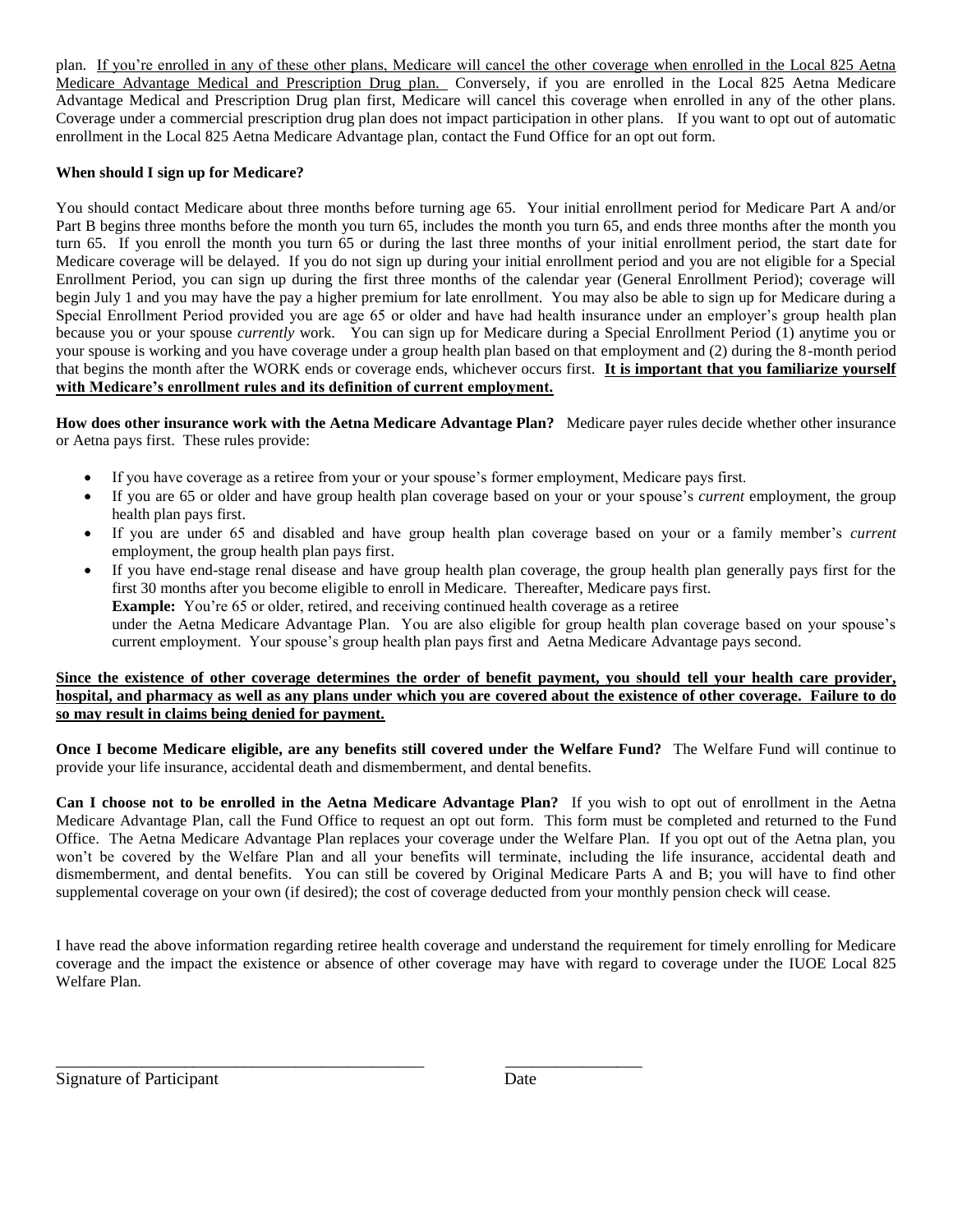plan. If you're enrolled in any of these other plans, Medicare will cancel the other coverage when enrolled in the Local 825 Aetna Medicare Advantage Medical and Prescription Drug plan. Conversely, if you are enrolled in the Local 825 Aetna Medicare Advantage Medical and Prescription Drug plan first, Medicare will cancel this coverage when enrolled in any of the other plans. Coverage under a commercial prescription drug plan does not impact participation in other plans. If you want to opt out of automatic enrollment in the Local 825 Aetna Medicare Advantage plan, contact the Fund Office for an opt out form.

**When should I sign up for Medicare?**

You should contact Medicare about three months before turning age 65. Your initial enrollment period for Medicare Part A and/or Part B begins three months before the month you turn 65, includes the month you turn 65, and ends three months after the month you turn 65. If you enroll the month you turn 65 or during the last three months of your initial enrollment period, the start date for Medicare coverage will be delayed. If you do not sign up during your initial enrollment period and you are not eligible for a Special Enrollment Period, you can sign up during the first three months of the calendar year (General Enrollment Period); coverage will begin July 1 and you may have the pay a higher premium for late enrollment. You may also be able to sign up for Medicare during a Special Enrollment Period provided you are age 65 or older and have had health insurance under an employer's group health plan because you or your spouse *currently* work. You can sign up for Medicare during a Special Enrollment Period (1) anytime you or your spouse is working and you have coverage under a group health plan based on that employment and (2) during the 8-month period that begins the month after the WORK ends or coverage ends, whichever occurs first. **It is important that you familiarize yourself with Medicare's enrollment rules and its definition of current employment.**

**How does other insurance work with the Aetna Medicare Advantage Plan?** Medicare payer rules decide whether other insurance or Aetna pays first. These rules provide:

- If you have coverage as a retiree from your or your spouse's former employment, Medicare pays first.
- If you are 65 or older and have group health plan coverage based on your or your spouse's *current* employment, the group health plan pays first.
- If you are under 65 and disabled and have group health plan coverage based on your or a family member's *current* employment, the group health plan pays first.
- If you have end-stage renal disease and have group health plan coverage, the group health plan generally pays first for the first 30 months after you become eligible to enroll in Medicare. Thereafter, Medicare pays first.
  **Example:** You're 65 or older, retired, and receiving continued health coverage as a retiree under the Aetna Medicare Advantage Plan. You are also eligible for group health plan coverage based on your spouse's current employment. Your spouse's group health plan pays first and Aetna Medicare Advantage pays second.

**Since the existence of other coverage determines the order of benefit payment, you should tell your health care provider, hospital, and pharmacy as well as any plans under which you are covered about the existence of other coverage. Failure to do so may result in claims being denied for payment.**

**Once I become Medicare eligible, are any benefits still covered under the Welfare Fund?** The Welfare Fund will continue to provide your life insurance, accidental death and dismemberment, and dental benefits.

**Can I choose not to be enrolled in the Aetna Medicare Advantage Plan?** If you wish to opt out of enrollment in the Aetna Medicare Advantage Plan, call the Fund Office to request an opt out form. This form must be completed and returned to the Fund Office. The Aetna Medicare Advantage Plan replaces your coverage under the Welfare Plan. If you opt out of the Aetna plan, you won't be covered by the Welfare Plan and all your benefits will terminate, including the life insurance, accidental death and dismemberment, and dental benefits. You can still be covered by Original Medicare Parts A and B; you will have to find other supplemental coverage on your own (if desired); the cost of coverage deducted from your monthly pension check will cease.

I have read the above information regarding retiree health coverage and understand the requirement for timely enrolling for Medicare coverage and the impact the existence or absence of other coverage may have with regard to coverage under the IUOE Local 825 Welfare Plan.

\_\_\_\_\_\_\_\_\_\_\_\_\_\_\_\_\_\_\_\_\_\_\_\_\_\_\_\_\_\_\_\_\_\_\_\_\_\_\_\_\_\_\_\_ \_\_\_\_\_\_\_\_\_\_\_\_\_\_\_\_\_

Signature of Participant Date